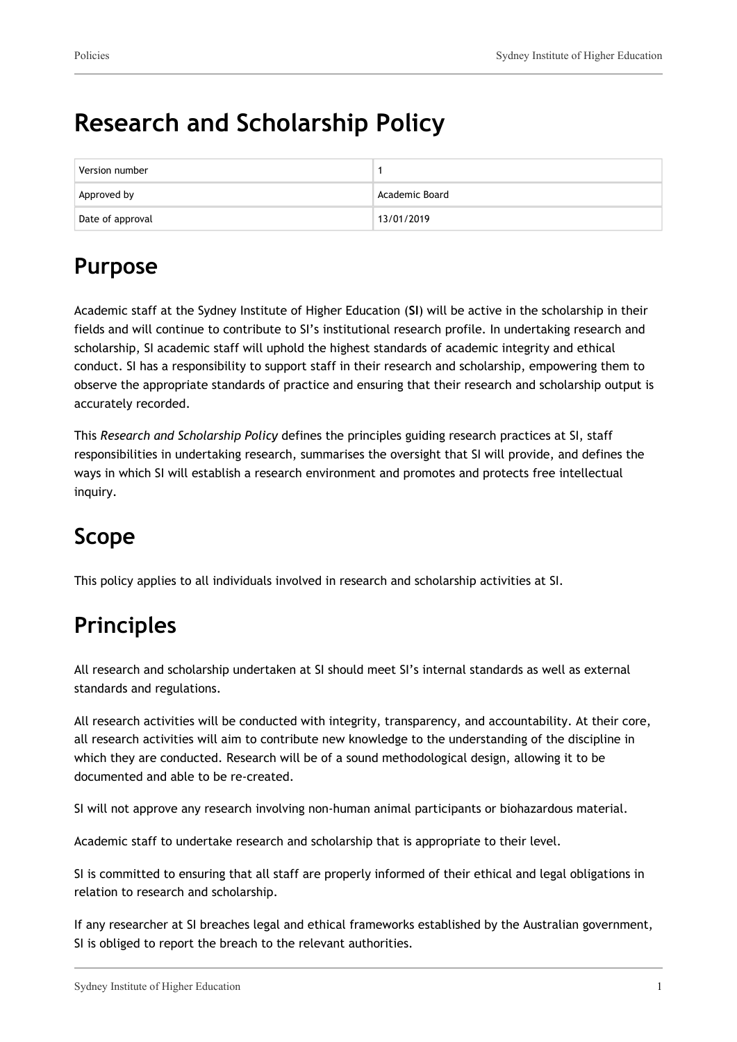# Research and Scholarship Policy

| | |
|---|---|
| Version number | 1 |
| Approved by | Academic Board |
| Date of approval | 13/01/2019 |

## Purpose

Academic staff at the Sydney Institute of Higher Education (**SI**) will be active in the scholarship in their fields and will continue to contribute to SI's institutional research profile. In undertaking research and scholarship, SI academic staff will uphold the highest standards of academic integrity and ethical conduct. SI has a responsibility to support staff in their research and scholarship, empowering them to observe the appropriate standards of practice and ensuring that their research and scholarship output is accurately recorded.

This *Research and Scholarship Policy* defines the principles guiding research practices at SI, staff responsibilities in undertaking research, summarises the oversight that SI will provide, and defines the ways in which SI will establish a research environment and promotes and protects free intellectual inquiry.

## Scope

This policy applies to all individuals involved in research and scholarship activities at SI.

## Principles

All research and scholarship undertaken at SI should meet SI's internal standards as well as external standards and regulations.

All research activities will be conducted with integrity, transparency, and accountability. At their core, all research activities will aim to contribute new knowledge to the understanding of the discipline in which they are conducted. Research will be of a sound methodological design, allowing it to be documented and able to be re-created.

SI will not approve any research involving non-human animal participants or biohazardous material.

Academic staff to undertake research and scholarship that is appropriate to their level.

SI is committed to ensuring that all staff are properly informed of their ethical and legal obligations in relation to research and scholarship.

If any researcher at SI breaches legal and ethical frameworks established by the Australian government, SI is obliged to report the breach to the relevant authorities.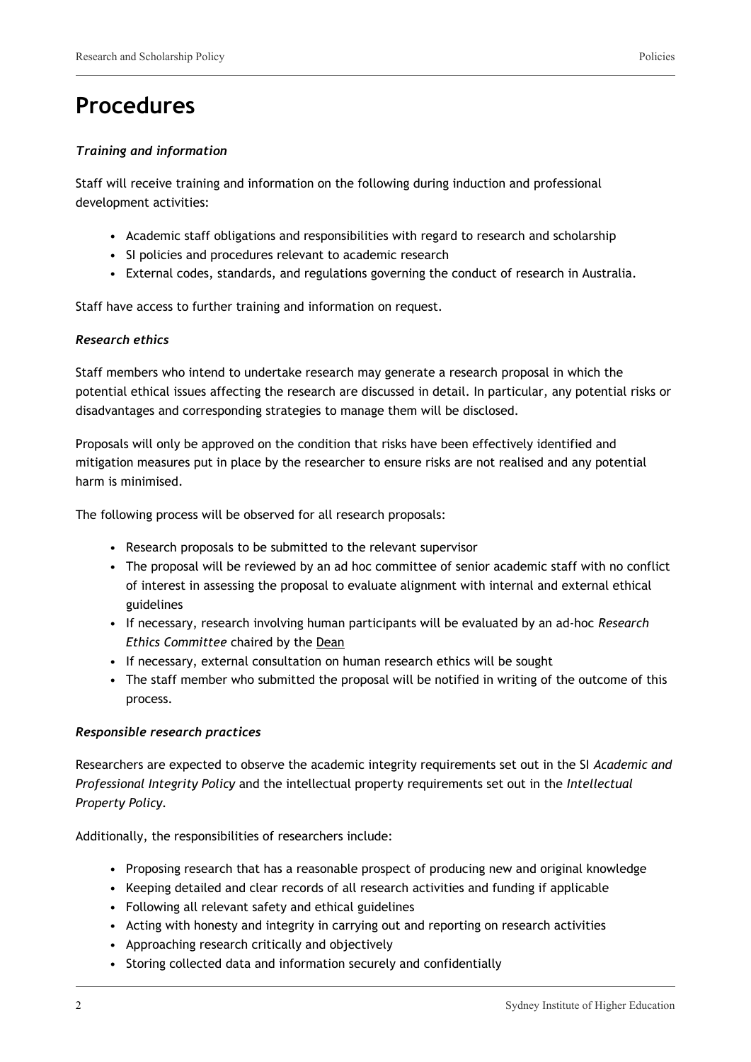# Procedures

***Training and information***

Staff will receive training and information on the following during induction and professional development activities:

- Academic staff obligations and responsibilities with regard to research and scholarship
- SI policies and procedures relevant to academic research
- External codes, standards, and regulations governing the conduct of research in Australia.

Staff have access to further training and information on request.

***Research ethics***

Staff members who intend to undertake research may generate a research proposal in which the potential ethical issues affecting the research are discussed in detail. In particular, any potential risks or disadvantages and corresponding strategies to manage them will be disclosed.

Proposals will only be approved on the condition that risks have been effectively identified and mitigation measures put in place by the researcher to ensure risks are not realised and any potential harm is minimised.

The following process will be observed for all research proposals:

- Research proposals to be submitted to the relevant supervisor
- The proposal will be reviewed by an ad hoc committee of senior academic staff with no conflict of interest in assessing the proposal to evaluate alignment with internal and external ethical guidelines
- If necessary, research involving human participants will be evaluated by an ad-hoc *Research Ethics Committee* chaired by the Dean
- If necessary, external consultation on human research ethics will be sought
- The staff member who submitted the proposal will be notified in writing of the outcome of this process.

***Responsible research practices***

Researchers are expected to observe the academic integrity requirements set out in the SI *Academic and Professional Integrity Policy* and the intellectual property requirements set out in the *Intellectual Property Policy*.

Additionally, the responsibilities of researchers include:

- Proposing research that has a reasonable prospect of producing new and original knowledge
- Keeping detailed and clear records of all research activities and funding if applicable
- Following all relevant safety and ethical guidelines
- Acting with honesty and integrity in carrying out and reporting on research activities
- Approaching research critically and objectively
- Storing collected data and information securely and confidentially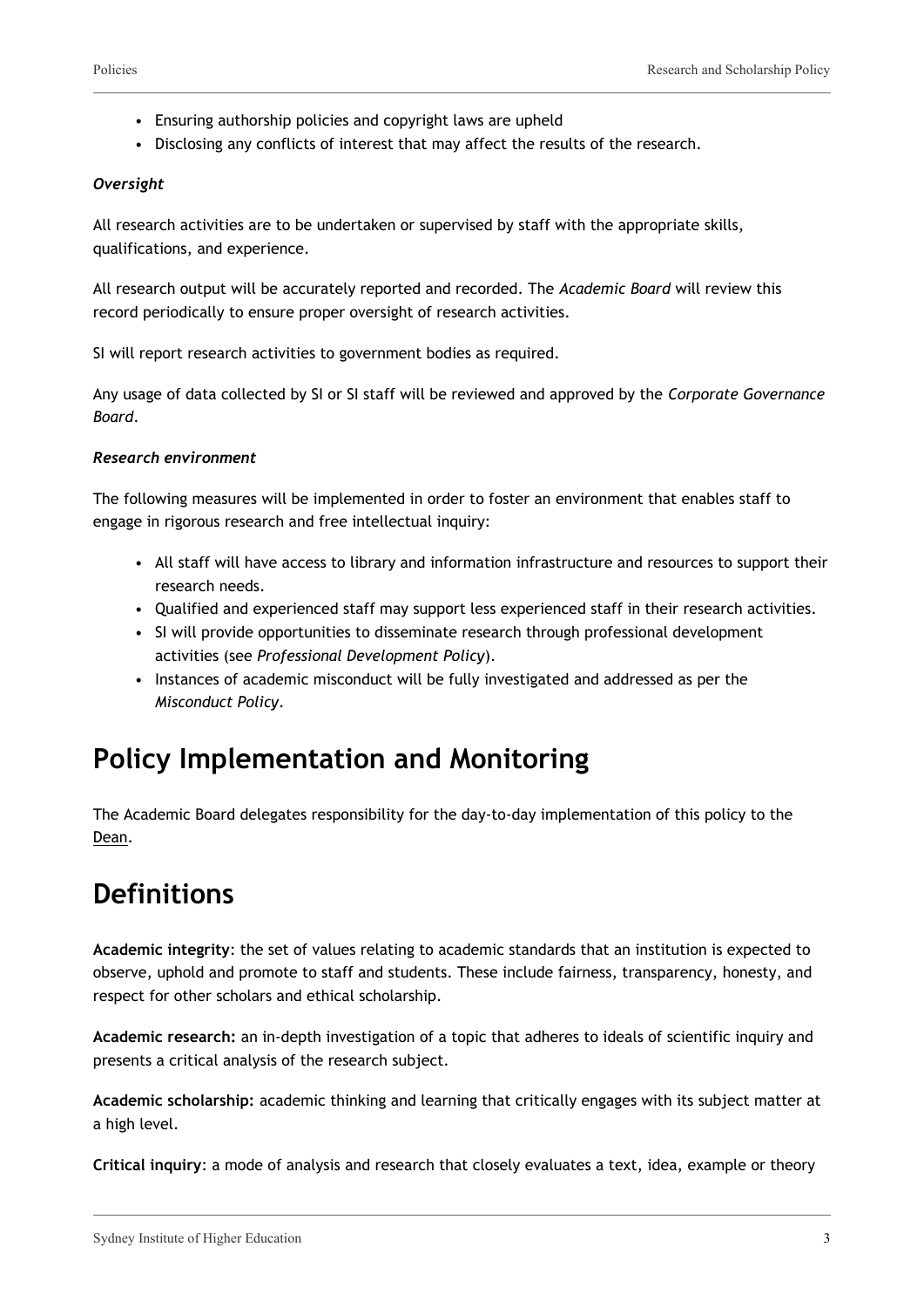- Ensuring authorship policies and copyright laws are upheld
- Disclosing any conflicts of interest that may affect the results of the research.

***Oversight***

All research activities are to be undertaken or supervised by staff with the appropriate skills, qualifications, and experience.

All research output will be accurately reported and recorded. The *Academic Board* will review this record periodically to ensure proper oversight of research activities.

SI will report research activities to government bodies as required.

Any usage of data collected by SI or SI staff will be reviewed and approved by the *Corporate Governance Board*.

***Research environment***

The following measures will be implemented in order to foster an environment that enables staff to engage in rigorous research and free intellectual inquiry:

- All staff will have access to library and information infrastructure and resources to support their research needs.
- Qualified and experienced staff may support less experienced staff in their research activities.
- SI will provide opportunities to disseminate research through professional development activities (see *Professional Development Policy*).
- Instances of academic misconduct will be fully investigated and addressed as per the *Misconduct Policy*.

# Policy Implementation and Monitoring

The Academic Board delegates responsibility for the day-to-day implementation of this policy to the Dean.

# Definitions

**Academic integrity**: the set of values relating to academic standards that an institution is expected to observe, uphold and promote to staff and students. These include fairness, transparency, honesty, and respect for other scholars and ethical scholarship.

**Academic research:** an in-depth investigation of a topic that adheres to ideals of scientific inquiry and presents a critical analysis of the research subject.

**Academic scholarship:** academic thinking and learning that critically engages with its subject matter at a high level.

**Critical inquiry**: a mode of analysis and research that closely evaluates a text, idea, example or theory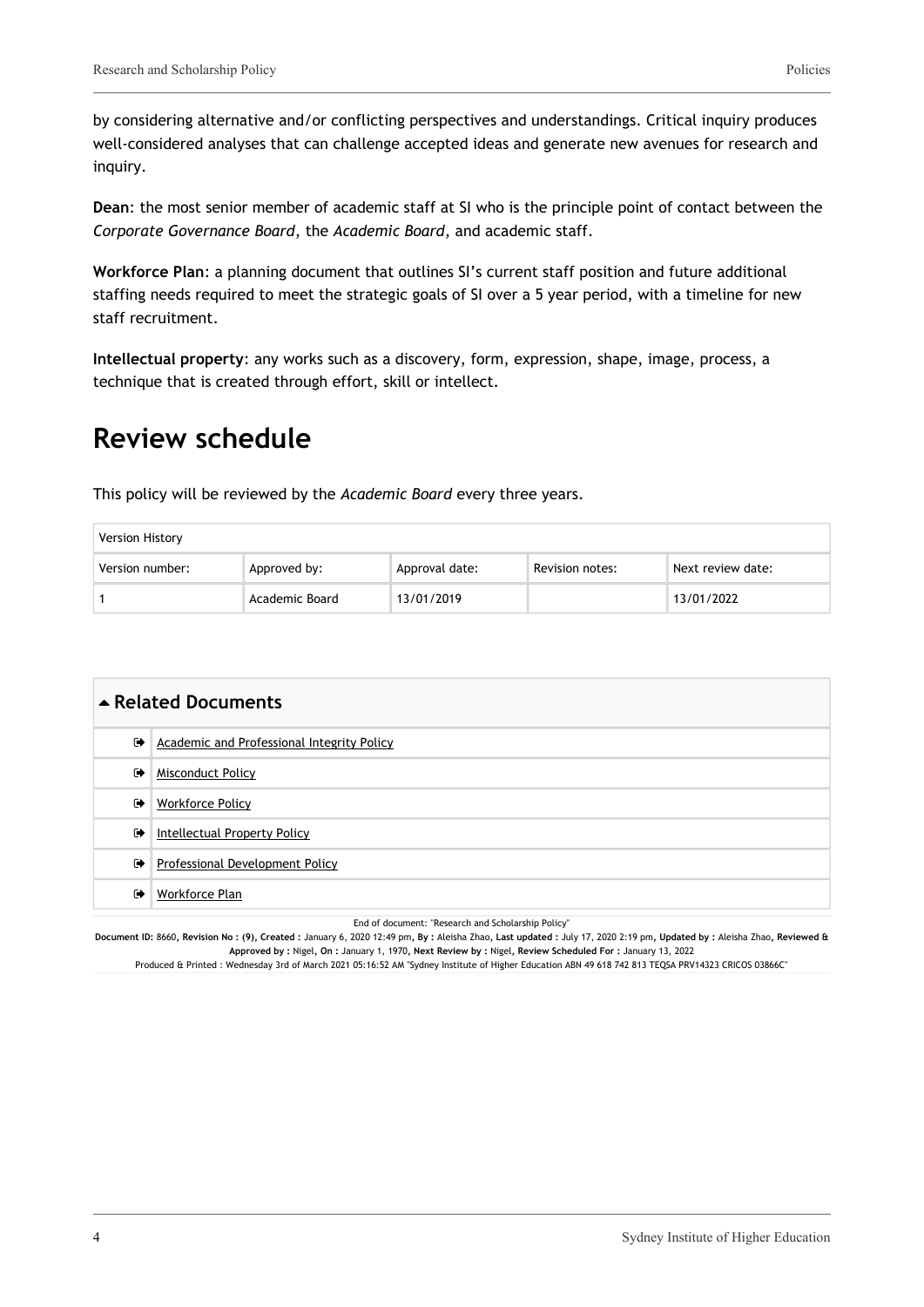by considering alternative and/or conflicting perspectives and understandings. Critical inquiry produces well-considered analyses that can challenge accepted ideas and generate new avenues for research and inquiry.

**Dean**: the most senior member of academic staff at SI who is the principle point of contact between the *Corporate Governance Board*, the *Academic Board*, and academic staff.

**Workforce Plan**: a planning document that outlines SI's current staff position and future additional staffing needs required to meet the strategic goals of SI over a 5 year period, with a timeline for new staff recruitment.

**Intellectual property**: any works such as a discovery, form, expression, shape, image, process, a technique that is created through effort, skill or intellect.

# Review schedule

This policy will be reviewed by the *Academic Board* every three years.

| Version History | | | | |
|---|---|---|---|---|
| Version number: | Approved by: | Approval date: | Revision notes: | Next review date: |
| 1 | Academic Board | 13/01/2019 | | 13/01/2022 |

| ▲ Related Documents | |
|---|---|
| ➭ | Academic and Professional Integrity Policy |
| ➭ | Misconduct Policy |
| ➭ | Workforce Policy |
| ➭ | Intellectual Property Policy |
| ➭ | Professional Development Policy |
| ➭ | Workforce Plan |

End of document: "Research and Scholarship Policy"

**Document ID:** 8660, **Revision No : (9)**, **Created :** January 6, 2020 12:49 pm, **By :** Aleisha Zhao, **Last updated :** July 17, 2020 2:19 pm, **Updated by :** Aleisha Zhao, **Reviewed & Approved by :** Nigel, **On :** January 1, 1970, **Next Review by :** Nigel, **Review Scheduled For :** January 13, 2022

Produced & Printed : Wednesday 3rd of March 2021 05:16:52 AM "Sydney Institute of Higher Education ABN 49 618 742 813 TEQSA PRV14323 CRICOS 03866C"